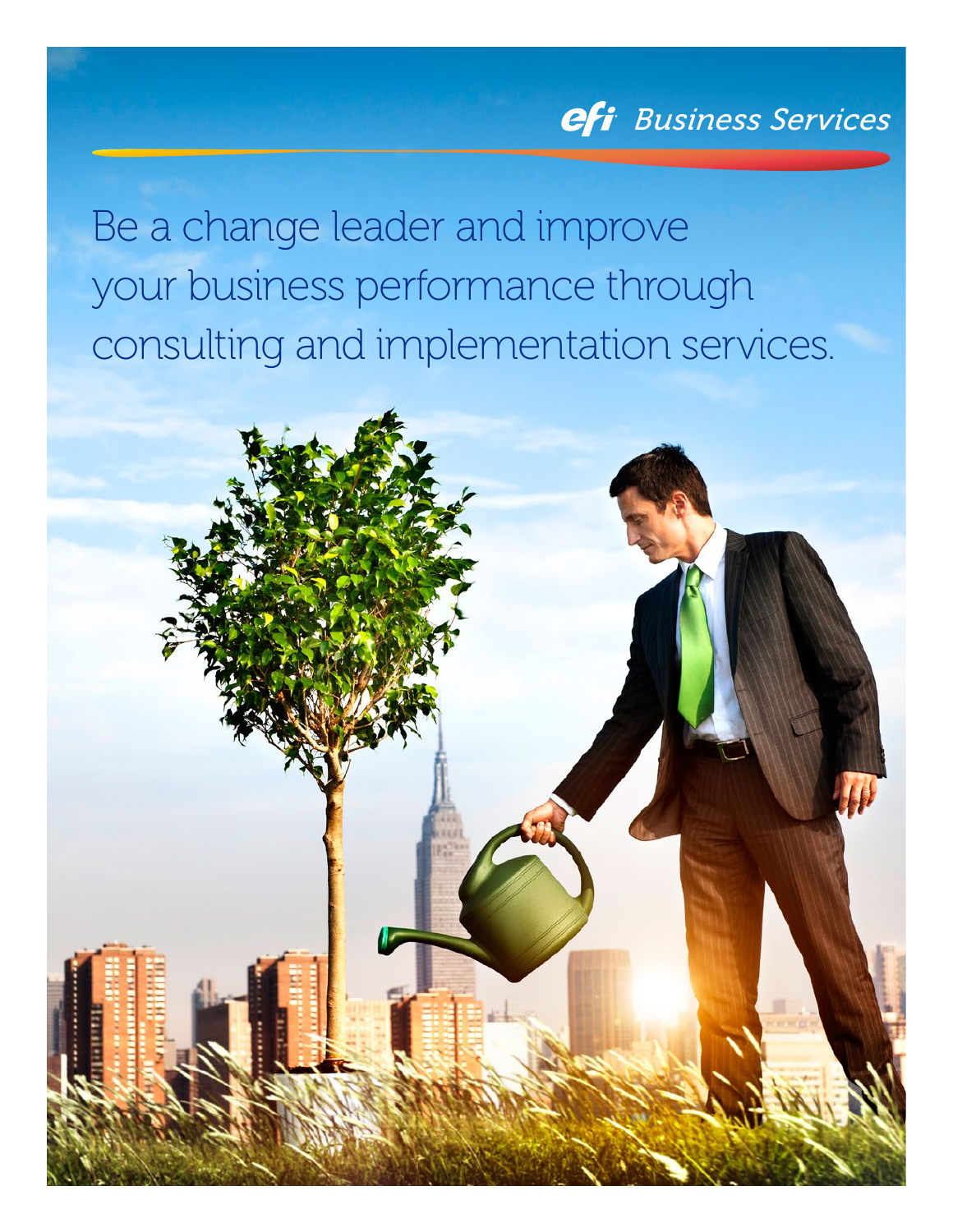efi Business Services

# Be a change leader and improve your business performance through consulting and implementation services.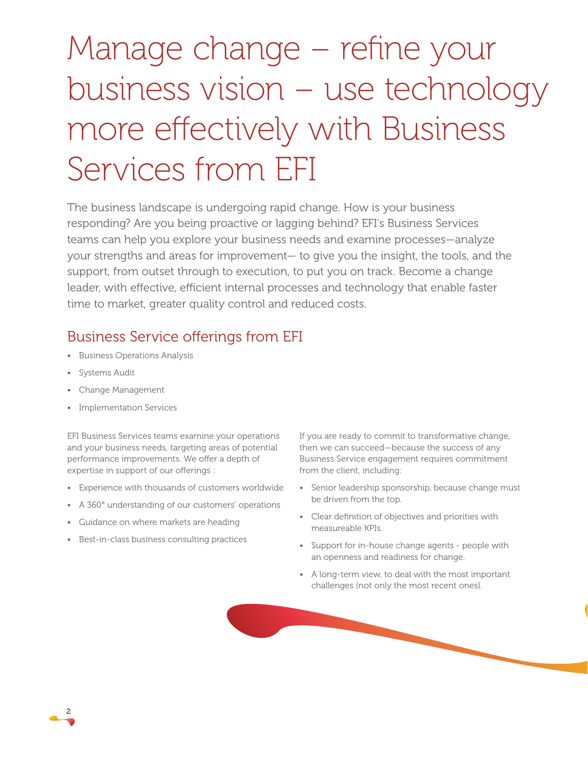# Manage change – refine your business vision – use technology more effectively with Business Services from EFI

The business landscape is undergoing rapid change. How is your business responding? Are you being proactive or lagging behind? EFI's Business Services teams can help you explore your business needs and examine processes—analyze your strengths and areas for improvement— to give you the insight, the tools, and the support, from outset through to execution, to put you on track. Become a change leader, with effective, efficient internal processes and technology that enable faster time to market, greater quality control and reduced costs.

## Business Service offerings from EFI

- Business Operations Analysis
- Systems Audit
- Change Management
- Implementation Services

EFI Business Services teams examine your operations and your business needs, targeting areas of potential performance improvements. We offer a depth of expertise in support of our offerings :

- Experience with thousands of customers worldwide
- A 360° understanding of our customers' operations
- Guidance on where markets are heading
- Best-in-class business consulting practices

If you are ready to commit to transformative change, then we can succeed—because the success of any Business Service engagement requires commitment from the client, including:

- Senior leadership sponsorship, because change must be driven from the top.
- Clear definition of objectives and priorities with measureable KPIs.
- Support for in-house change agents - people with an openness and readiness for change.
- A long-term view, to deal with the most important challenges (not only the most recent ones).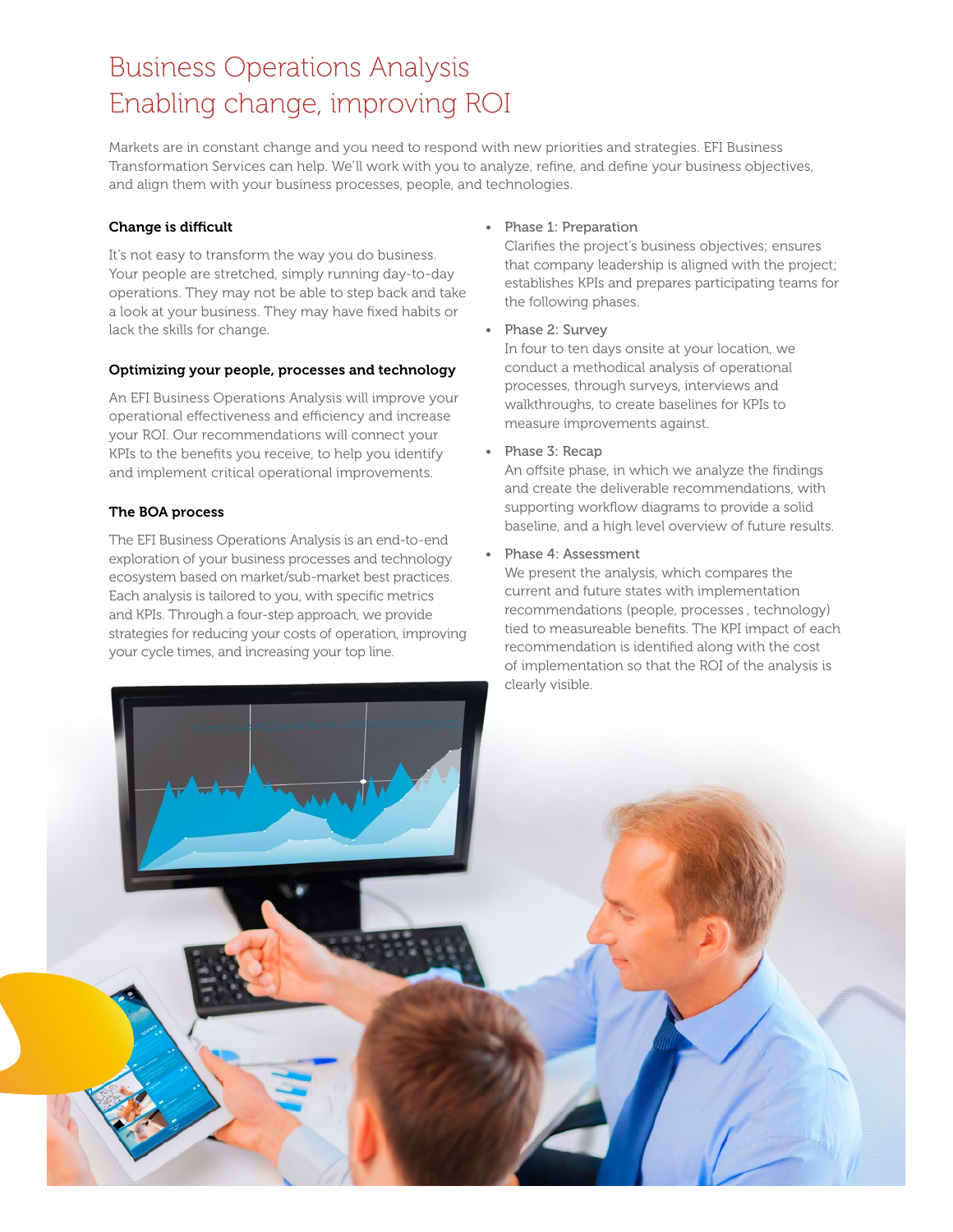# Business Operations Analysis
# Enabling change, improving ROI

Markets are in constant change and you need to respond with new priorities and strategies. EFI Business Transformation Services can help. We'll work with you to analyze, refine, and define your business objectives, and align them with your business processes, people, and technologies.

### Change is difficult

It's not easy to transform the way you do business. Your people are stretched, simply running day-to-day operations. They may not be able to step back and take a look at your business. They may have fixed habits or lack the skills for change.

### Optimizing your people, processes and technology

An EFI Business Operations Analysis will improve your operational effectiveness and efficiency and increase your ROI. Our recommendations will connect your KPIs to the benefits you receive, to help you identify and implement critical operational improvements.

### The BOA process

The EFI Business Operations Analysis is an end-to-end exploration of your business processes and technology ecosystem based on market/sub-market best practices. Each analysis is tailored to you, with specific metrics and KPIs. Through a four-step approach, we provide strategies for reducing your costs of operation, improving your cycle times, and increasing your top line.

- Phase 1: Preparation
  Clarifies the project's business objectives; ensures that company leadership is aligned with the project; establishes KPIs and prepares participating teams for the following phases.
- Phase 2: Survey
  In four to ten days onsite at your location, we conduct a methodical analysis of operational processes, through surveys, interviews and walkthroughs, to create baselines for KPIs to measure improvements against.
- Phase 3: Recap
  An offsite phase, in which we analyze the findings and create the deliverable recommendations, with supporting workflow diagrams to provide a solid baseline, and a high level overview of future results.
- Phase 4: Assessment
  We present the analysis, which compares the current and future states with implementation recommendations (people, processes , technology) tied to measureable benefits. The KPI impact of each recommendation is identified along with the cost of implementation so that the ROI of the analysis is clearly visible.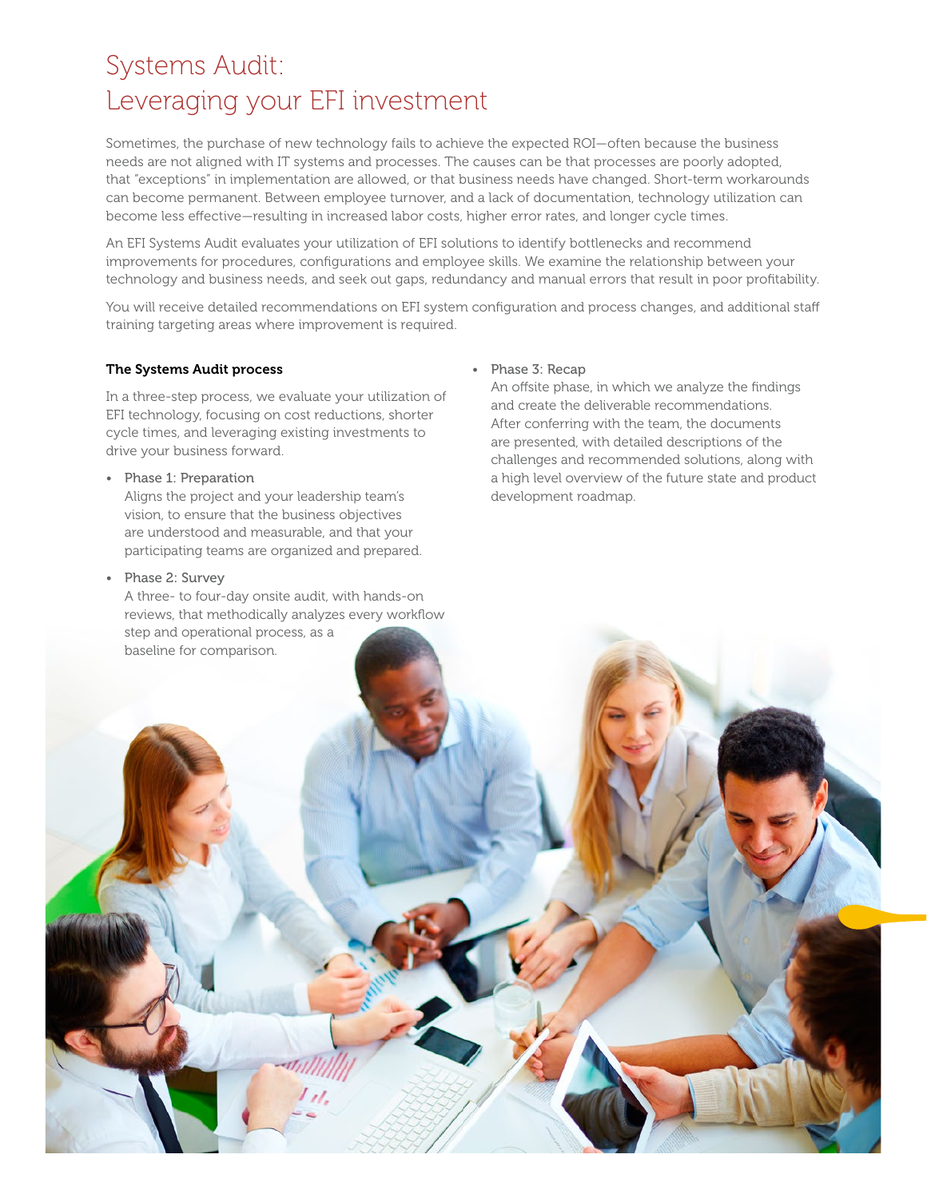# Systems Audit:
# Leveraging your EFI investment

Sometimes, the purchase of new technology fails to achieve the expected ROI—often because the business needs are not aligned with IT systems and processes. The causes can be that processes are poorly adopted, that "exceptions" in implementation are allowed, or that business needs have changed. Short-term workarounds can become permanent. Between employee turnover, and a lack of documentation, technology utilization can become less effective—resulting in increased labor costs, higher error rates, and longer cycle times.

An EFI Systems Audit evaluates your utilization of EFI solutions to identify bottlenecks and recommend improvements for procedures, configurations and employee skills. We examine the relationship between your technology and business needs, and seek out gaps, redundancy and manual errors that result in poor profitability.

You will receive detailed recommendations on EFI system configuration and process changes, and additional staff training targeting areas where improvement is required.

**The Systems Audit process**

In a three-step process, we evaluate your utilization of EFI technology, focusing on cost reductions, shorter cycle times, and leveraging existing investments to drive your business forward.

- Phase 1: Preparation
  Aligns the project and your leadership team's vision, to ensure that the business objectives are understood and measurable, and that your participating teams are organized and prepared.
- Phase 2: Survey
  A three- to four-day onsite audit, with hands-on reviews, that methodically analyzes every workflow step and operational process, as a baseline for comparison.
- Phase 3: Recap
  An offsite phase, in which we analyze the findings and create the deliverable recommendations. After conferring with the team, the documents are presented, with detailed descriptions of the challenges and recommended solutions, along with a high level overview of the future state and product development roadmap.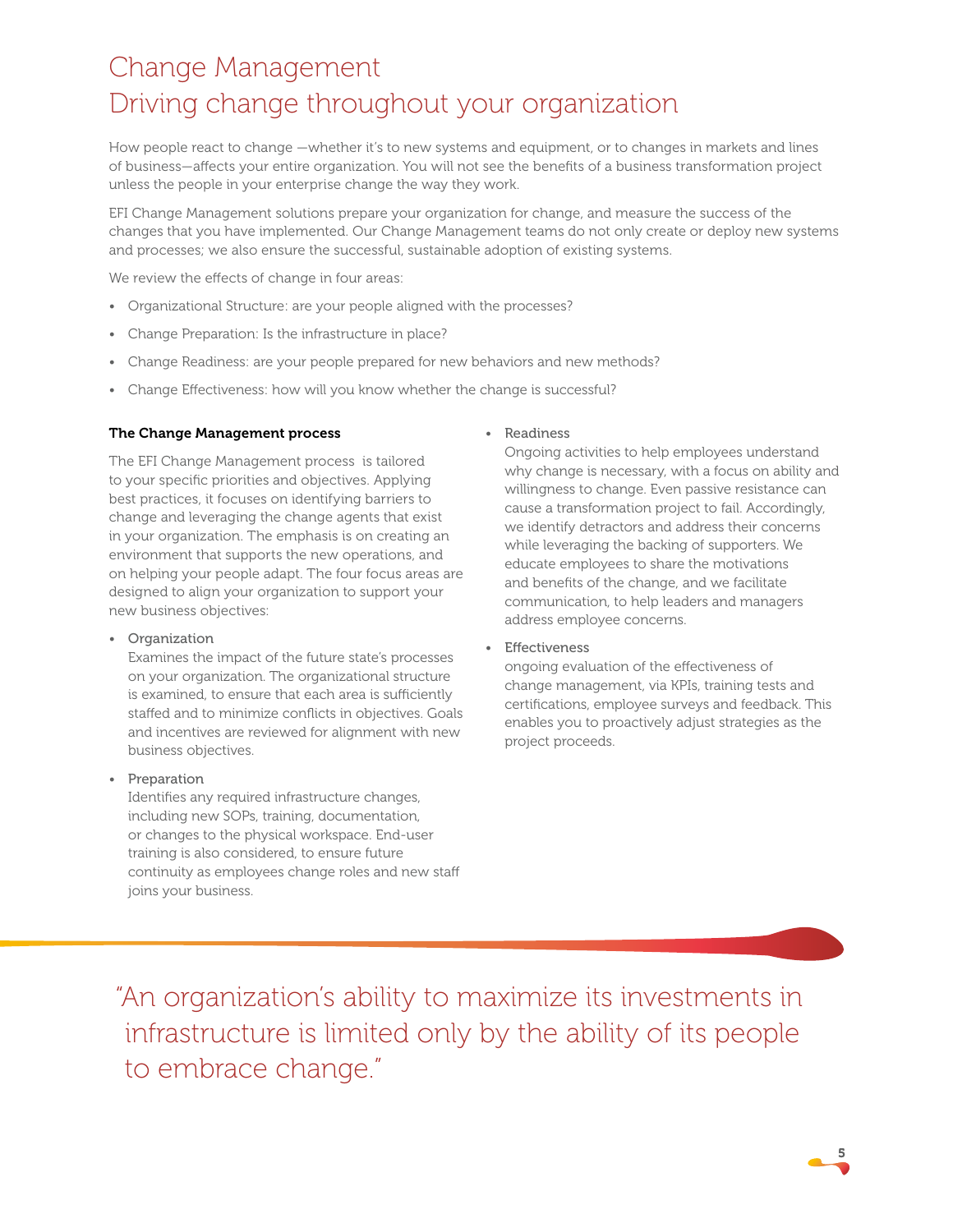# Change Management
# Driving change throughout your organization

How people react to change —whether it's to new systems and equipment, or to changes in markets and lines of business—affects your entire organization. You will not see the benefits of a business transformation project unless the people in your enterprise change the way they work.

EFI Change Management solutions prepare your organization for change, and measure the success of the changes that you have implemented. Our Change Management teams do not only create or deploy new systems and processes; we also ensure the successful, sustainable adoption of existing systems.

We review the effects of change in four areas:

- Organizational Structure: are your people aligned with the processes?
- Change Preparation: Is the infrastructure in place?
- Change Readiness: are your people prepared for new behaviors and new methods?
- Change Effectiveness: how will you know whether the change is successful?

**The Change Management process**

The EFI Change Management process is tailored to your specific priorities and objectives. Applying best practices, it focuses on identifying barriers to change and leveraging the change agents that exist in your organization. The emphasis is on creating an environment that supports the new operations, and on helping your people adapt. The four focus areas are designed to align your organization to support your new business objectives:

- Organization
  Examines the impact of the future state's processes on your organization. The organizational structure is examined, to ensure that each area is sufficiently staffed and to minimize conflicts in objectives. Goals and incentives are reviewed for alignment with new business objectives.
- Preparation
  Identifies any required infrastructure changes, including new SOPs, training, documentation, or changes to the physical workspace. End-user training is also considered, to ensure future continuity as employees change roles and new staff joins your business.
- Readiness
  Ongoing activities to help employees understand why change is necessary, with a focus on ability and willingness to change. Even passive resistance can cause a transformation project to fail. Accordingly, we identify detractors and address their concerns while leveraging the backing of supporters. We educate employees to share the motivations and benefits of the change, and we facilitate communication, to help leaders and managers address employee concerns.
- Effectiveness
  ongoing evaluation of the effectiveness of change management, via KPIs, training tests and certifications, employee surveys and feedback. This enables you to proactively adjust strategies as the project proceeds.

"An organization's ability to maximize its investments in infrastructure is limited only by the ability of its people to embrace change."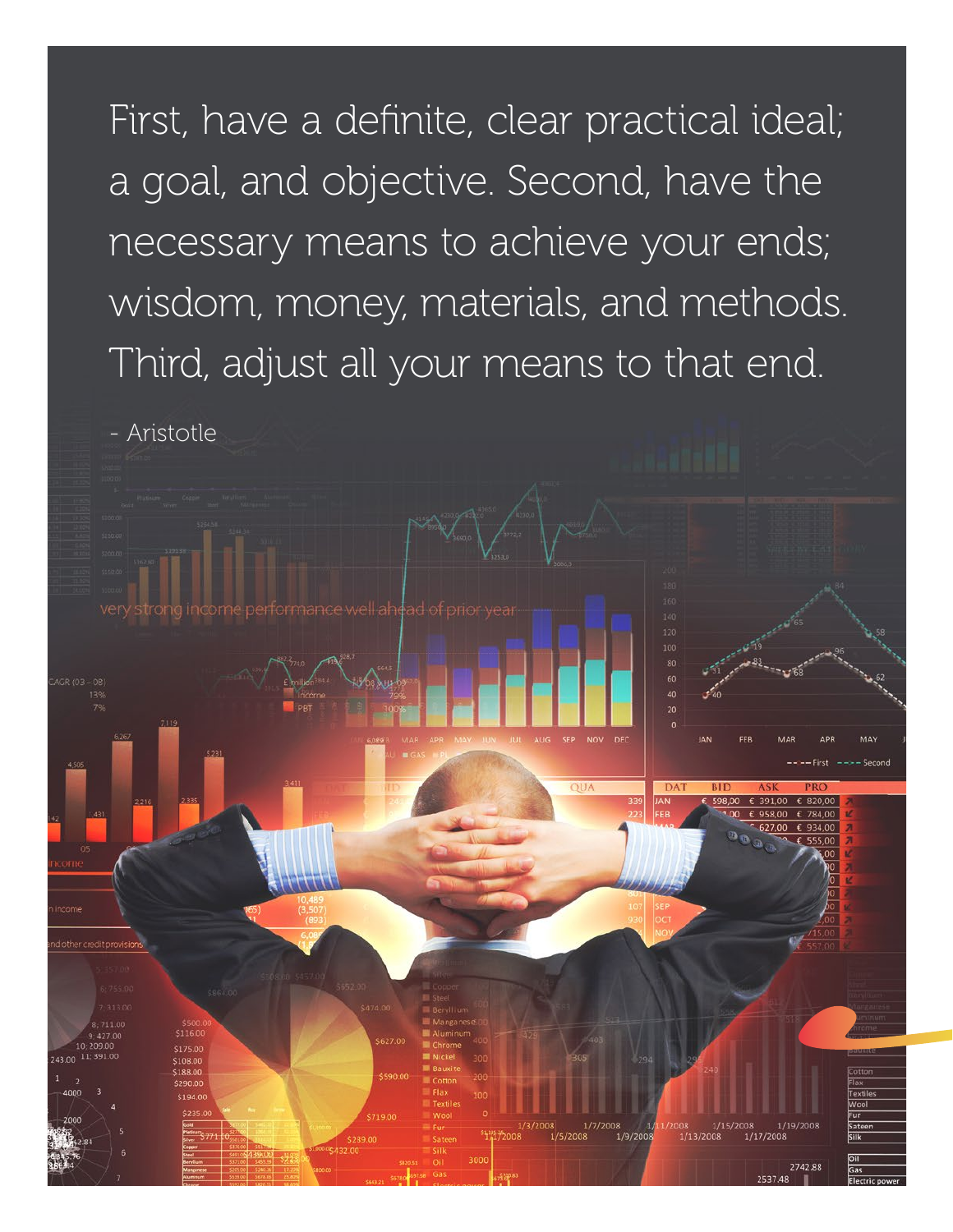First, have a definite, clear practical ideal; a goal, and objective. Second, have the necessary means to achieve your ends; wisdom, money, materials, and methods. Third, adjust all your means to that end.

- Aristotle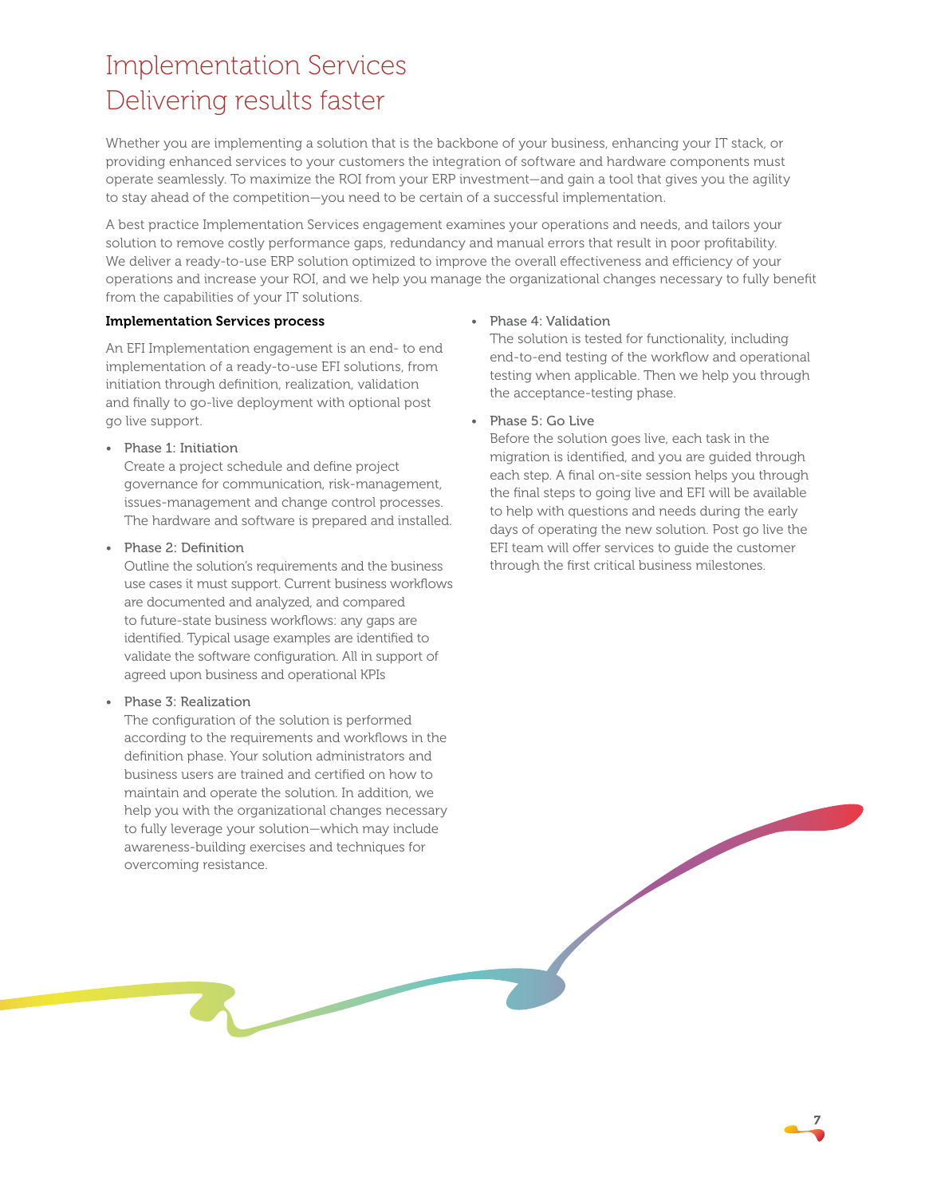# Implementation Services Delivering results faster

Whether you are implementing a solution that is the backbone of your business, enhancing your IT stack, or providing enhanced services to your customers the integration of software and hardware components must operate seamlessly. To maximize the ROI from your ERP investment—and gain a tool that gives you the agility to stay ahead of the competition—you need to be certain of a successful implementation.

A best practice Implementation Services engagement examines your operations and needs, and tailors your solution to remove costly performance gaps, redundancy and manual errors that result in poor profitability. We deliver a ready-to-use ERP solution optimized to improve the overall effectiveness and efficiency of your operations and increase your ROI, and we help you manage the organizational changes necessary to fully benefit from the capabilities of your IT solutions.

**Implementation Services process**

An EFI Implementation engagement is an end- to end implementation of a ready-to-use EFI solutions, from initiation through definition, realization, validation and finally to go-live deployment with optional post go live support.

- Phase 1: Initiation
  Create a project schedule and define project governance for communication, risk-management, issues-management and change control processes. The hardware and software is prepared and installed.
- Phase 2: Definition
  Outline the solution's requirements and the business use cases it must support. Current business workflows are documented and analyzed, and compared to future-state business workflows: any gaps are identified. Typical usage examples are identified to validate the software configuration. All in support of agreed upon business and operational KPIs
- Phase 3: Realization
  The configuration of the solution is performed according to the requirements and workflows in the definition phase. Your solution administrators and business users are trained and certified on how to maintain and operate the solution. In addition, we help you with the organizational changes necessary to fully leverage your solution—which may include awareness-building exercises and techniques for overcoming resistance.
- Phase 4: Validation
  The solution is tested for functionality, including end-to-end testing of the workflow and operational testing when applicable. Then we help you through the acceptance-testing phase.
- Phase 5: Go Live
  Before the solution goes live, each task in the migration is identified, and you are guided through each step. A final on-site session helps you through the final steps to going live and EFI will be available to help with questions and needs during the early days of operating the new solution. Post go live the EFI team will offer services to guide the customer through the first critical business milestones.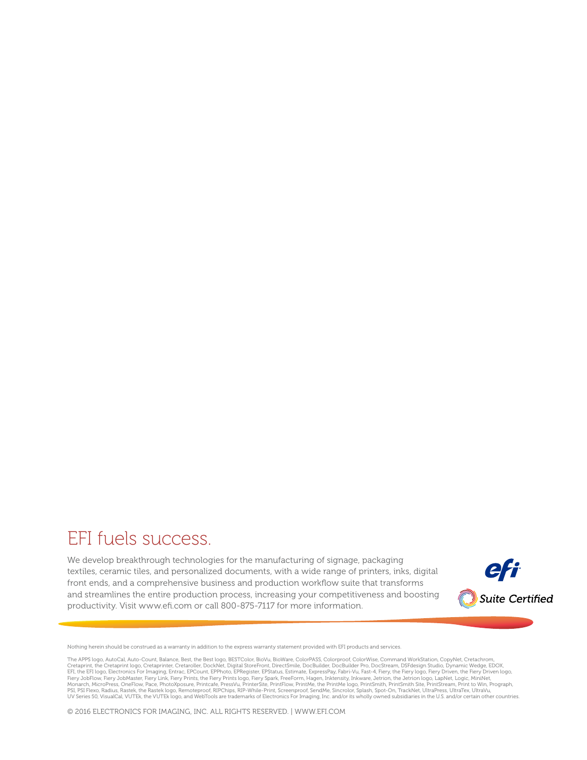# EFI fuels success.

We develop breakthrough technologies for the manufacturing of signage, packaging textiles, ceramic tiles, and personalized documents, with a wide range of printers, inks, digital front ends, and a comprehensive business and production workflow suite that transforms and streamlines the entire production process, increasing your competitiveness and boosting productivity. Visit www.efi.com or call 800-875-7117 for more information.

efi

Suite Certified

Nothing herein should be construed as a warranty in addition to the express warranty statement provided with EFI products and services.

The APPS logo, AutoCal, Auto-Count, Balance, Best, the Best logo, BESTColor, BioVu, BioWare, ColorPASS, Colorproof, ColorWise, Command WorkStation, CopyNet, Cretachrom, Cretaprint, the Cretaprint logo, Cretaprinter, Cretaroller, DockNet, Digital StoreFront, DirectSmile, DocBuilder, DocBuilder Pro, DocStream, DSFdesign Studio, Dynamic Wedge, EDOX, EFI, the EFI logo, Electronics For Imaging, Entrac, EPCount, EPPhoto, EPRegister, EPStatus, Estimate, ExpressPay, Fabri-Vu, Fast-4, Fiery, the Fiery logo, Fiery Driven, the Fiery Driven logo, Fiery JobFlow, Fiery JobMaster, Fiery Link, Fiery Prints, the Fiery Prints logo, Fiery Spark, FreeForm, Hagen, Inktensity, Inkware, Jetrion, the Jetrion logo, LapNet, Logic, MiniNet, Monarch, MicroPress, OneFlow, Pace, PhotoXposure, Printcafe, PressVu, PrinterSite, PrintFlow, PrintMe, the PrintMe logo, PrintSmith, PrintSmith Site, PrintStream, Print to Win, Prograph, PSI, PSI Flexo, Radius, Rastek, the Rastek logo, Remoteproof, RIPChips, RIP-While-Print, Screenproof, SendMe, Sincrolor, Splash, Spot-On, TrackNet, UltraPress, UltraTex, UltraVu, UV Series 50, VisualCal, VUTEk, the VUTEk logo, and WebTools are trademarks of Electronics For Imaging, Inc. and/or its wholly owned subsidiaries in the U.S. and/or certain other countries.

© 2016 ELECTRONICS FOR IMAGING, INC. ALL RIGHTS RESERVED. | WWW.EFI.COM